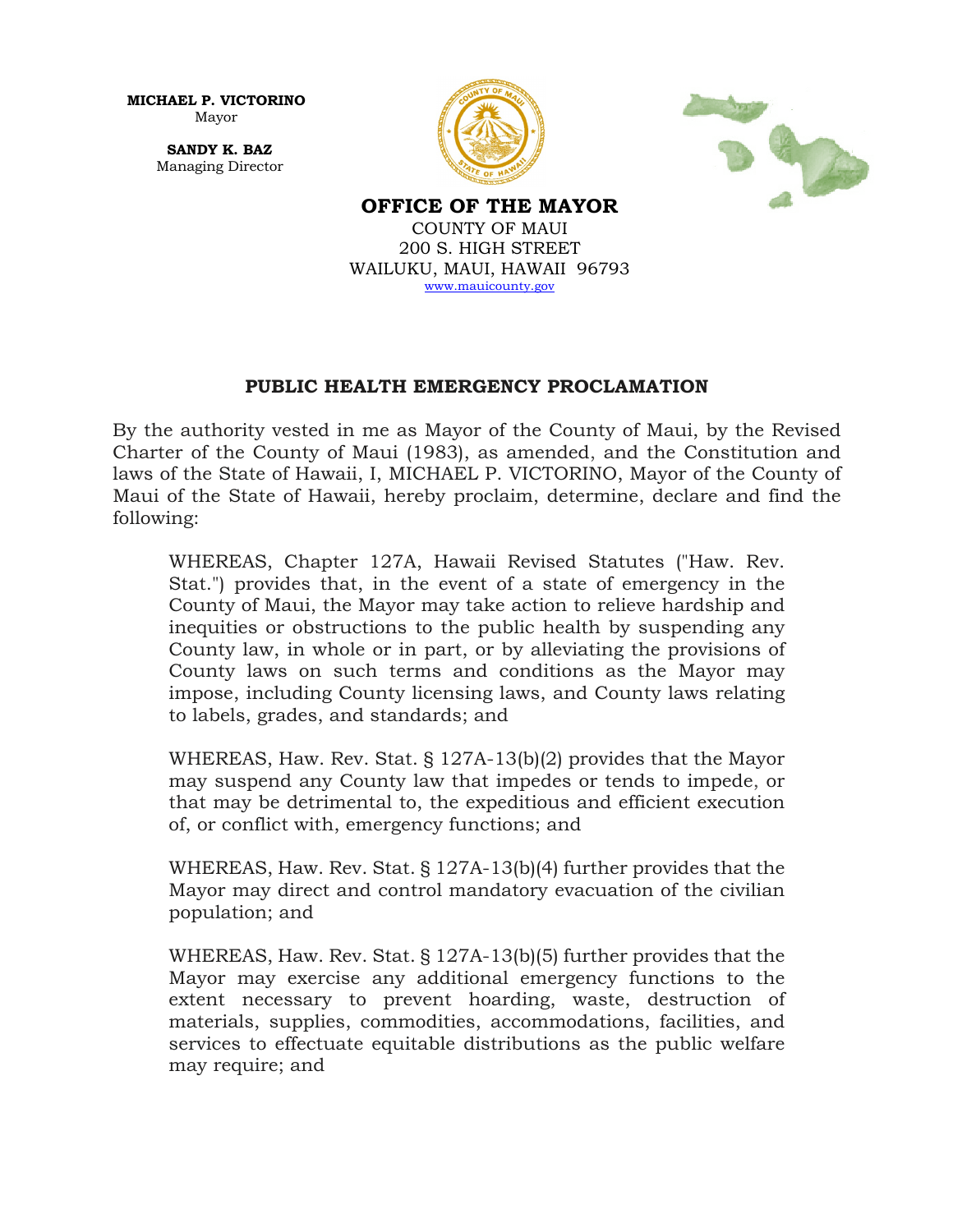**MICHAEL P. VICTORINO**
Mayor

**SANDY K. BAZ**
Managing Director

**OFFICE OF THE MAYOR**
COUNTY OF MAUI
200 S. HIGH STREET
WAILUKU, MAUI, HAWAII 96793
www.mauicounty.gov

## PUBLIC HEALTH EMERGENCY PROCLAMATION

By the authority vested in me as Mayor of the County of Maui, by the Revised Charter of the County of Maui (1983), as amended, and the Constitution and laws of the State of Hawaii, I, MICHAEL P. VICTORINO, Mayor of the County of Maui of the State of Hawaii, hereby proclaim, determine, declare and find the following:

WHEREAS, Chapter 127A, Hawaii Revised Statutes ("Haw. Rev. Stat.") provides that, in the event of a state of emergency in the County of Maui, the Mayor may take action to relieve hardship and inequities or obstructions to the public health by suspending any County law, in whole or in part, or by alleviating the provisions of County laws on such terms and conditions as the Mayor may impose, including County licensing laws, and County laws relating to labels, grades, and standards; and

WHEREAS, Haw. Rev. Stat. § 127A-13(b)(2) provides that the Mayor may suspend any County law that impedes or tends to impede, or that may be detrimental to, the expeditious and efficient execution of, or conflict with, emergency functions; and

WHEREAS, Haw. Rev. Stat. § 127A-13(b)(4) further provides that the Mayor may direct and control mandatory evacuation of the civilian population; and

WHEREAS, Haw. Rev. Stat. § 127A-13(b)(5) further provides that the Mayor may exercise any additional emergency functions to the extent necessary to prevent hoarding, waste, destruction of materials, supplies, commodities, accommodations, facilities, and services to effectuate equitable distributions as the public welfare may require; and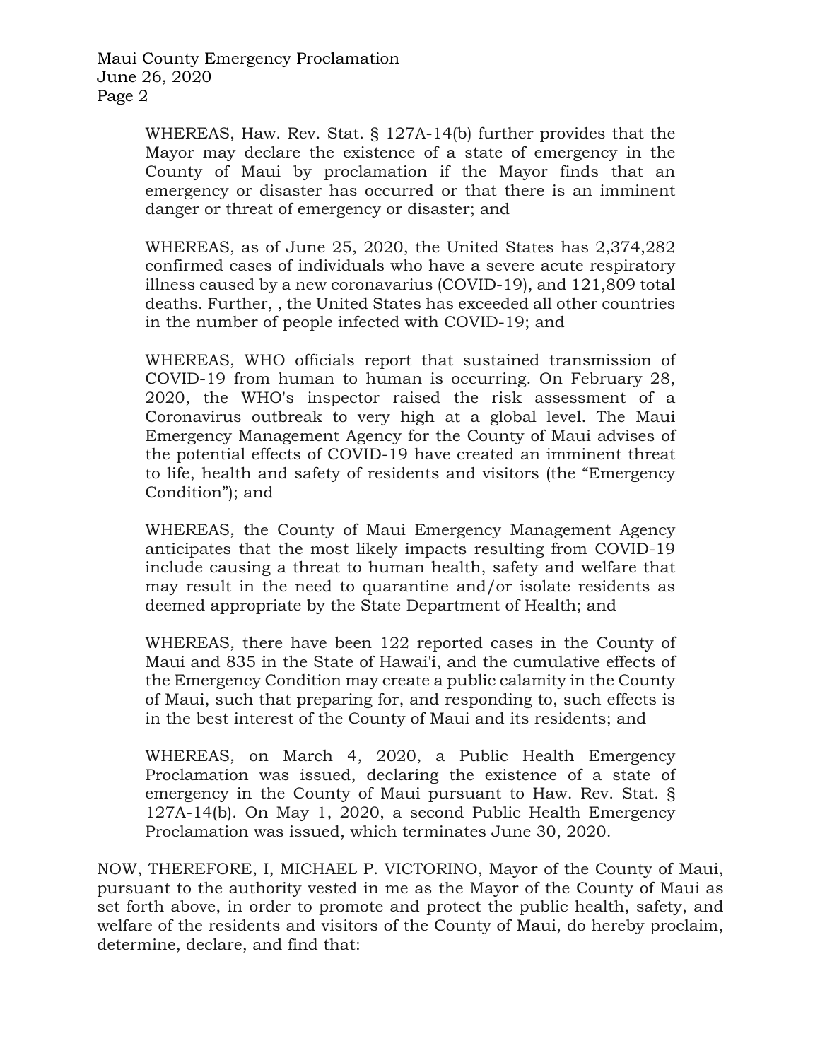WHEREAS, Haw. Rev. Stat. § 127A-14(b) further provides that the Mayor may declare the existence of a state of emergency in the County of Maui by proclamation if the Mayor finds that an emergency or disaster has occurred or that there is an imminent danger or threat of emergency or disaster; and

WHEREAS, as of June 25, 2020, the United States has 2,374,282 confirmed cases of individuals who have a severe acute respiratory illness caused by a new coronavarius (COVID-19), and 121,809 total deaths. Further, , the United States has exceeded all other countries in the number of people infected with COVID-19; and

WHEREAS, WHO officials report that sustained transmission of COVID-19 from human to human is occurring. On February 28, 2020, the WHO's inspector raised the risk assessment of a Coronavirus outbreak to very high at a global level. The Maui Emergency Management Agency for the County of Maui advises of the potential effects of COVID-19 have created an imminent threat to life, health and safety of residents and visitors (the "Emergency Condition"); and

WHEREAS, the County of Maui Emergency Management Agency anticipates that the most likely impacts resulting from COVID-19 include causing a threat to human health, safety and welfare that may result in the need to quarantine and/or isolate residents as deemed appropriate by the State Department of Health; and

WHEREAS, there have been 122 reported cases in the County of Maui and 835 in the State of Hawai'i, and the cumulative effects of the Emergency Condition may create a public calamity in the County of Maui, such that preparing for, and responding to, such effects is in the best interest of the County of Maui and its residents; and

WHEREAS, on March 4, 2020, a Public Health Emergency Proclamation was issued, declaring the existence of a state of emergency in the County of Maui pursuant to Haw. Rev. Stat. § 127A-14(b). On May 1, 2020, a second Public Health Emergency Proclamation was issued, which terminates June 30, 2020.

NOW, THEREFORE, I, MICHAEL P. VICTORINO, Mayor of the County of Maui, pursuant to the authority vested in me as the Mayor of the County of Maui as set forth above, in order to promote and protect the public health, safety, and welfare of the residents and visitors of the County of Maui, do hereby proclaim, determine, declare, and find that: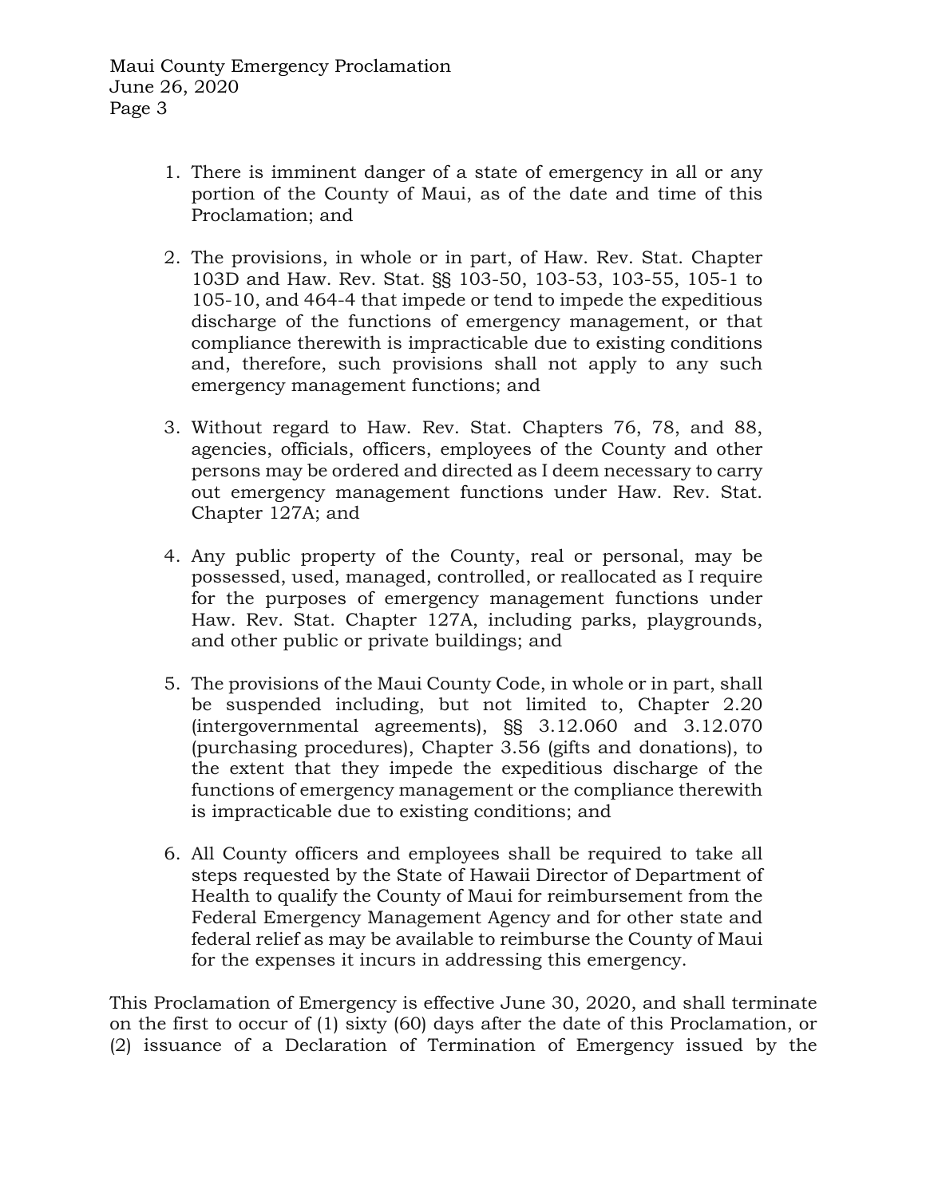1. There is imminent danger of a state of emergency in all or any portion of the County of Maui, as of the date and time of this Proclamation; and

2. The provisions, in whole or in part, of Haw. Rev. Stat. Chapter 103D and Haw. Rev. Stat. §§ 103-50, 103-53, 103-55, 105-1 to 105-10, and 464-4 that impede or tend to impede the expeditious discharge of the functions of emergency management, or that compliance therewith is impracticable due to existing conditions and, therefore, such provisions shall not apply to any such emergency management functions; and

3. Without regard to Haw. Rev. Stat. Chapters 76, 78, and 88, agencies, officials, officers, employees of the County and other persons may be ordered and directed as I deem necessary to carry out emergency management functions under Haw. Rev. Stat. Chapter 127A; and

4. Any public property of the County, real or personal, may be possessed, used, managed, controlled, or reallocated as I require for the purposes of emergency management functions under Haw. Rev. Stat. Chapter 127A, including parks, playgrounds, and other public or private buildings; and

5. The provisions of the Maui County Code, in whole or in part, shall be suspended including, but not limited to, Chapter 2.20 (intergovernmental agreements), §§ 3.12.060 and 3.12.070 (purchasing procedures), Chapter 3.56 (gifts and donations), to the extent that they impede the expeditious discharge of the functions of emergency management or the compliance therewith is impracticable due to existing conditions; and

6. All County officers and employees shall be required to take all steps requested by the State of Hawaii Director of Department of Health to qualify the County of Maui for reimbursement from the Federal Emergency Management Agency and for other state and federal relief as may be available to reimburse the County of Maui for the expenses it incurs in addressing this emergency.

This Proclamation of Emergency is effective June 30, 2020, and shall terminate on the first to occur of (1) sixty (60) days after the date of this Proclamation, or (2) issuance of a Declaration of Termination of Emergency issued by the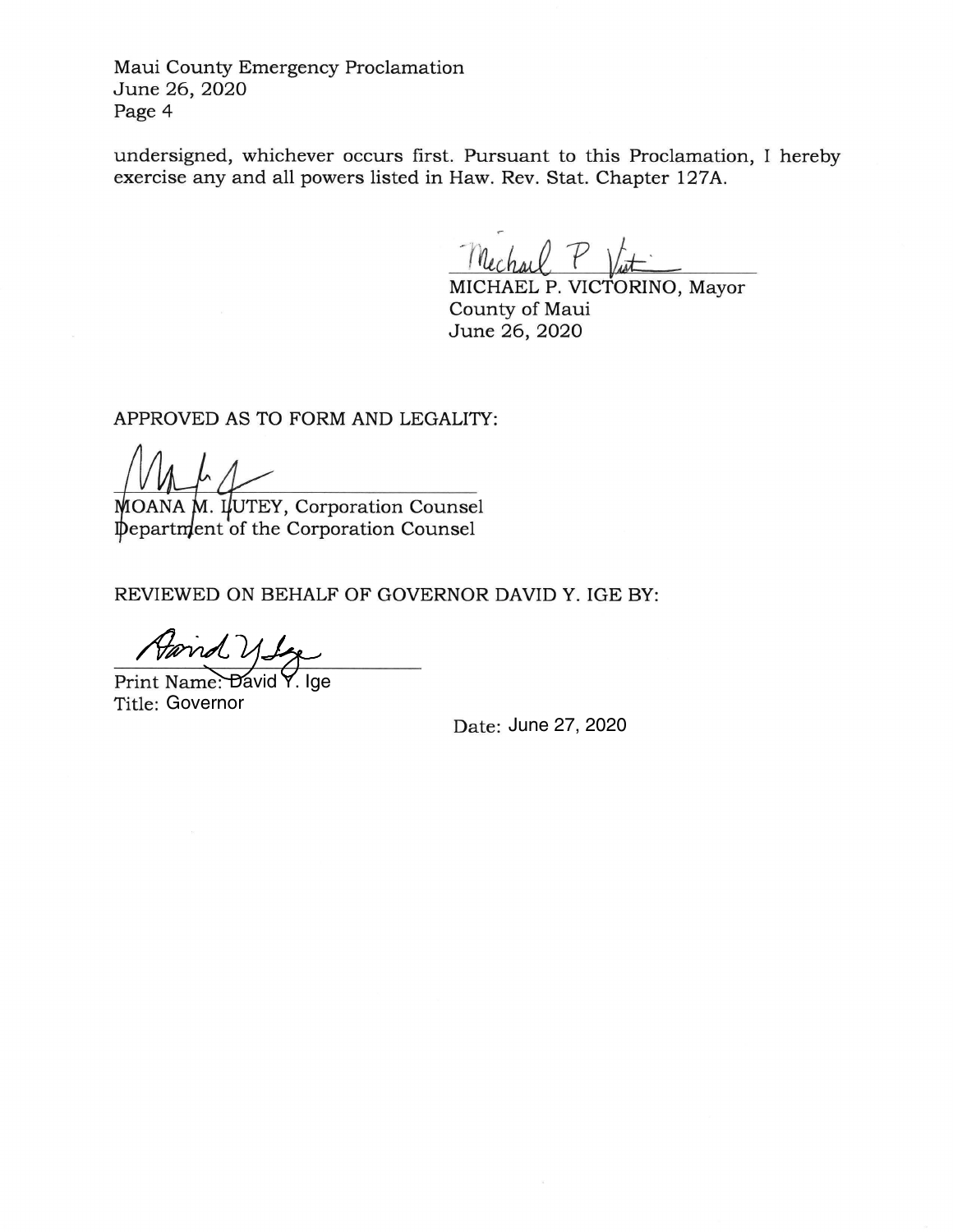undersigned, whichever occurs first. Pursuant to this Proclamation, I hereby exercise any and all powers listed in Haw. Rev. Stat. Chapter 127A.

MICHAEL P. VICTORINO, Mayor
County of Maui
June 26, 2020

APPROVED AS TO FORM AND LEGALITY:

MOANA M. LUTEY, Corporation Counsel
Department of the Corporation Counsel

REVIEWED ON BEHALF OF GOVERNOR DAVID Y. IGE BY:

Print Name: David Y. Ige
Title: Governor

Date: June 27, 2020